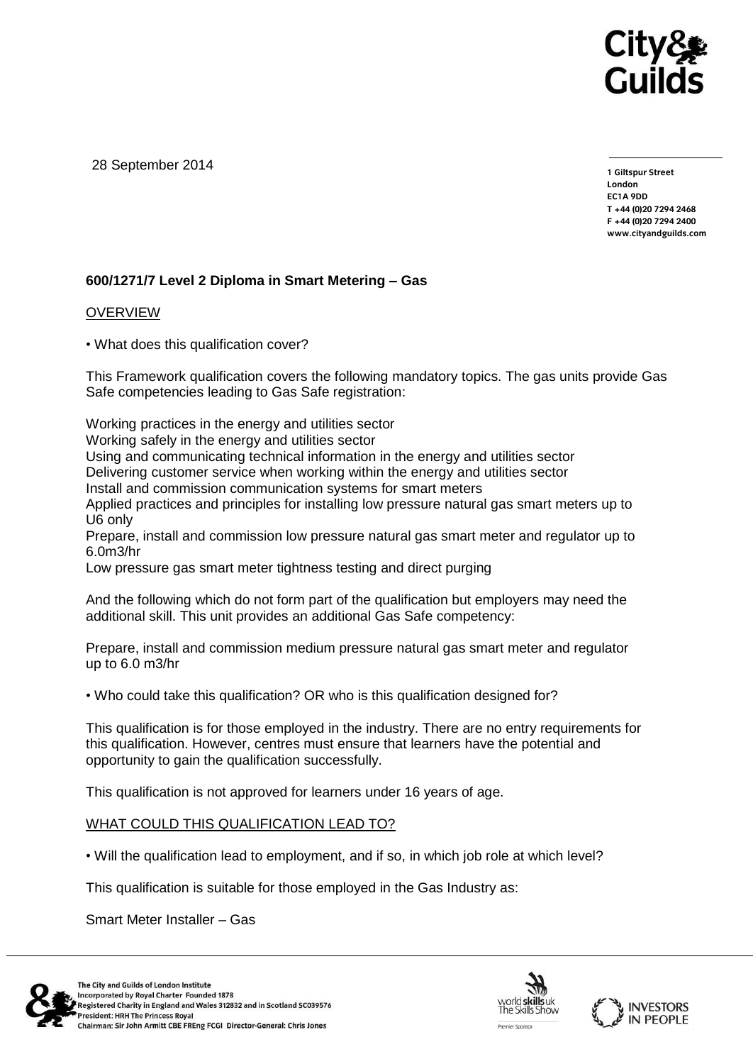28 September 2014

**1 Giltspur Street**
**London**
**EC1A 9DD**
**T +44 (0)20 7294 2468**
**F +44 (0)20 7294 2400**
**www.cityandguilds.com**

**600/1271/7 Level 2 Diploma in Smart Metering – Gas**

OVERVIEW

• What does this qualification cover?

This Framework qualification covers the following mandatory topics. The gas units provide Gas Safe competencies leading to Gas Safe registration:

Working practices in the energy and utilities sector
Working safely in the energy and utilities sector
Using and communicating technical information in the energy and utilities sector
Delivering customer service when working within the energy and utilities sector
Install and commission communication systems for smart meters
Applied practices and principles for installing low pressure natural gas smart meters up to U6 only
Prepare, install and commission low pressure natural gas smart meter and regulator up to 6.0m3/hr
Low pressure gas smart meter tightness testing and direct purging

And the following which do not form part of the qualification but employers may need the additional skill. This unit provides an additional Gas Safe competency:

Prepare, install and commission medium pressure natural gas smart meter and regulator up to 6.0 m3/hr

• Who could take this qualification? OR who is this qualification designed for?

This qualification is for those employed in the industry. There are no entry requirements for this qualification. However, centres must ensure that learners have the potential and opportunity to gain the qualification successfully.

This qualification is not approved for learners under 16 years of age.

WHAT COULD THIS QUALIFICATION LEAD TO?

• Will the qualification lead to employment, and if so, in which job role at which level?

This qualification is suitable for those employed in the Gas Industry as:

Smart Meter Installer – Gas

The City and Guilds of London Institute
Incorporated by Royal Charter Founded 1878
Registered Charity in England and Wales 312832 and in Scotland SC039576
President: HRH The Princess Royal
Chairman: Sir John Armitt CBE FREng FCGI Director-General: Chris Jones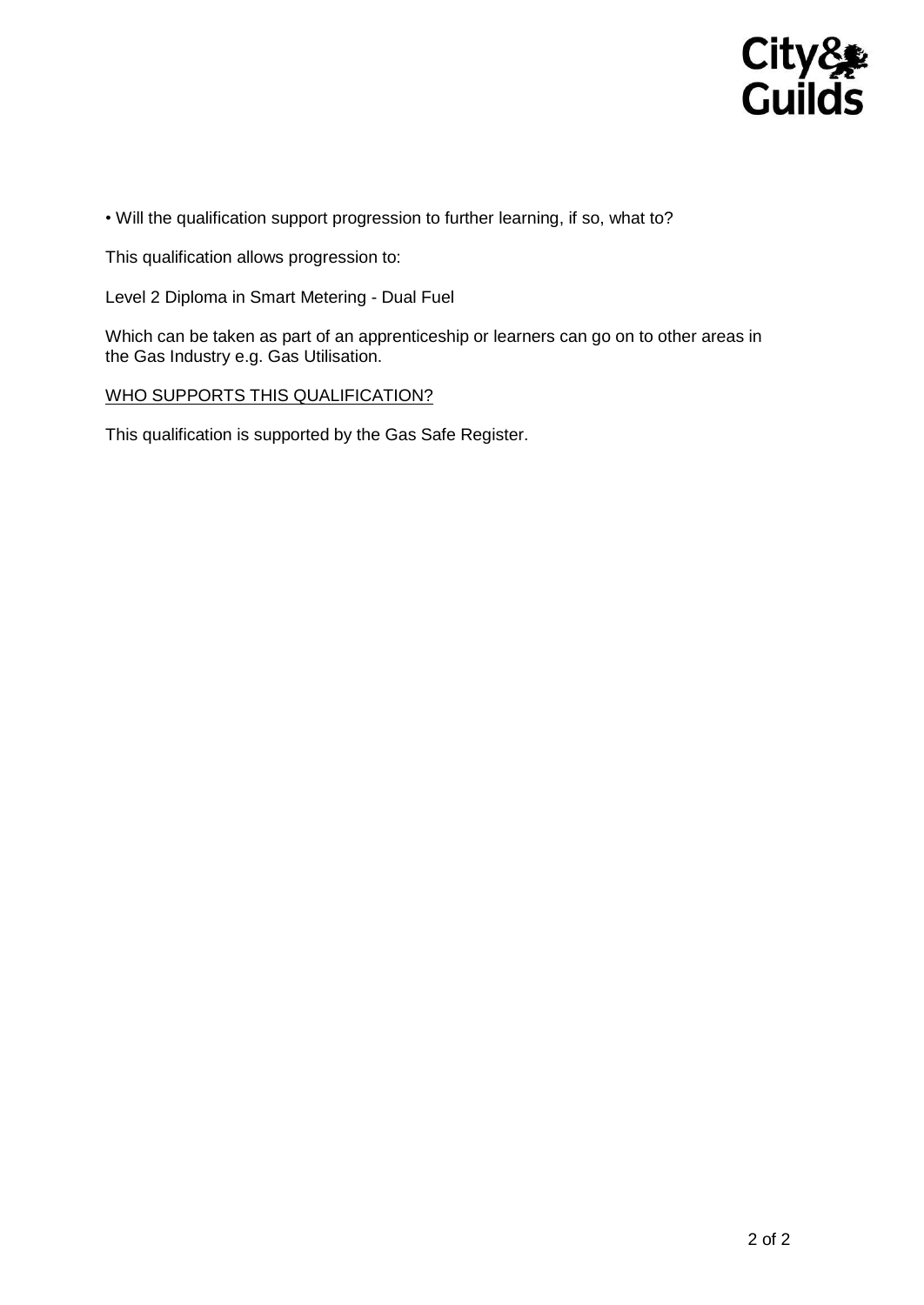• Will the qualification support progression to further learning, if so, what to?

This qualification allows progression to:

Level 2 Diploma in Smart Metering - Dual Fuel

Which can be taken as part of an apprenticeship or learners can go on to other areas in the Gas Industry e.g. Gas Utilisation.

<u>WHO SUPPORTS THIS QUALIFICATION?</u>

This qualification is supported by the Gas Safe Register.